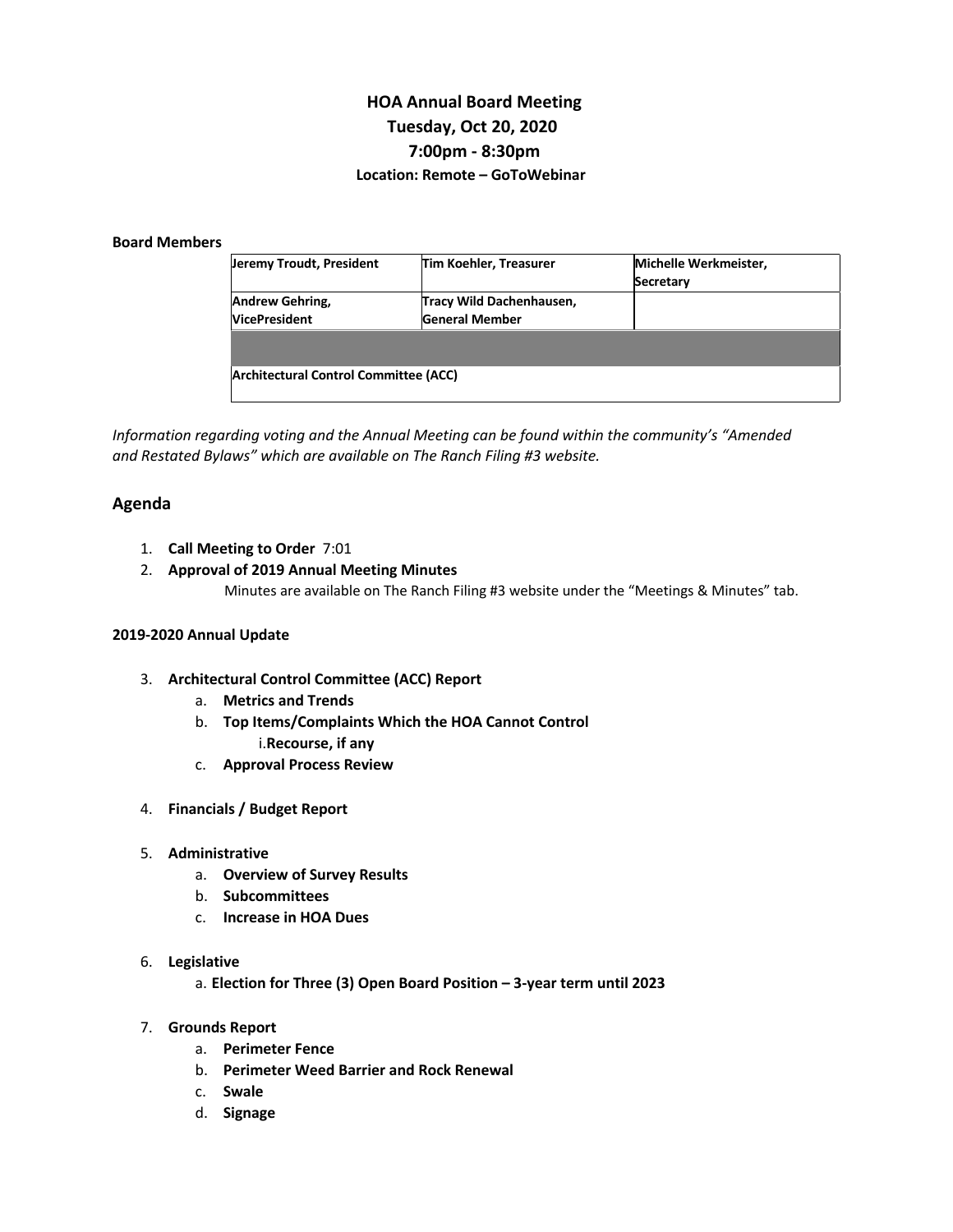# HOA Annual Board Meeting

**Tuesday, Oct 20, 2020**

**7:00pm - 8:30pm**

**Location: Remote – GoToWebinar**

**Board Members**

| **Jeremy Troudt, President** | **Tim Koehler, Treasurer** | **Michelle Werkmeister, Secretary** |
|---|---|---|
| **Andrew Gehring, VicePresident** | **Tracy Wild Dachenhausen, General Member** | |
| | | |
| **Architectural Control Committee (ACC)** | | |

*Information regarding voting and the Annual Meeting can be found within the community's "Amended and Restated Bylaws" which are available on The Ranch Filing #3 website.*

## Agenda

1. **Call Meeting to Order** 7:01
2. **Approval of 2019 Annual Meeting Minutes**

   Minutes are available on The Ranch Filing #3 website under the "Meetings & Minutes" tab.

**2019-2020 Annual Update**

3. **Architectural Control Committee (ACC) Report**
   a. **Metrics and Trends**
   b. **Top Items/Complaints Which the HOA Cannot Control**
      i. **Recourse, if any**
   c. **Approval Process Review**

4. **Financials / Budget Report**

5. **Administrative**
   a. **Overview of Survey Results**
   b. **Subcommittees**
   c. **Increase in HOA Dues**

6. **Legislative**
   a. **Election for Three (3) Open Board Position – 3-year term until 2023**

7. **Grounds Report**
   a. **Perimeter Fence**
   b. **Perimeter Weed Barrier and Rock Renewal**
   c. **Swale**
   d. **Signage**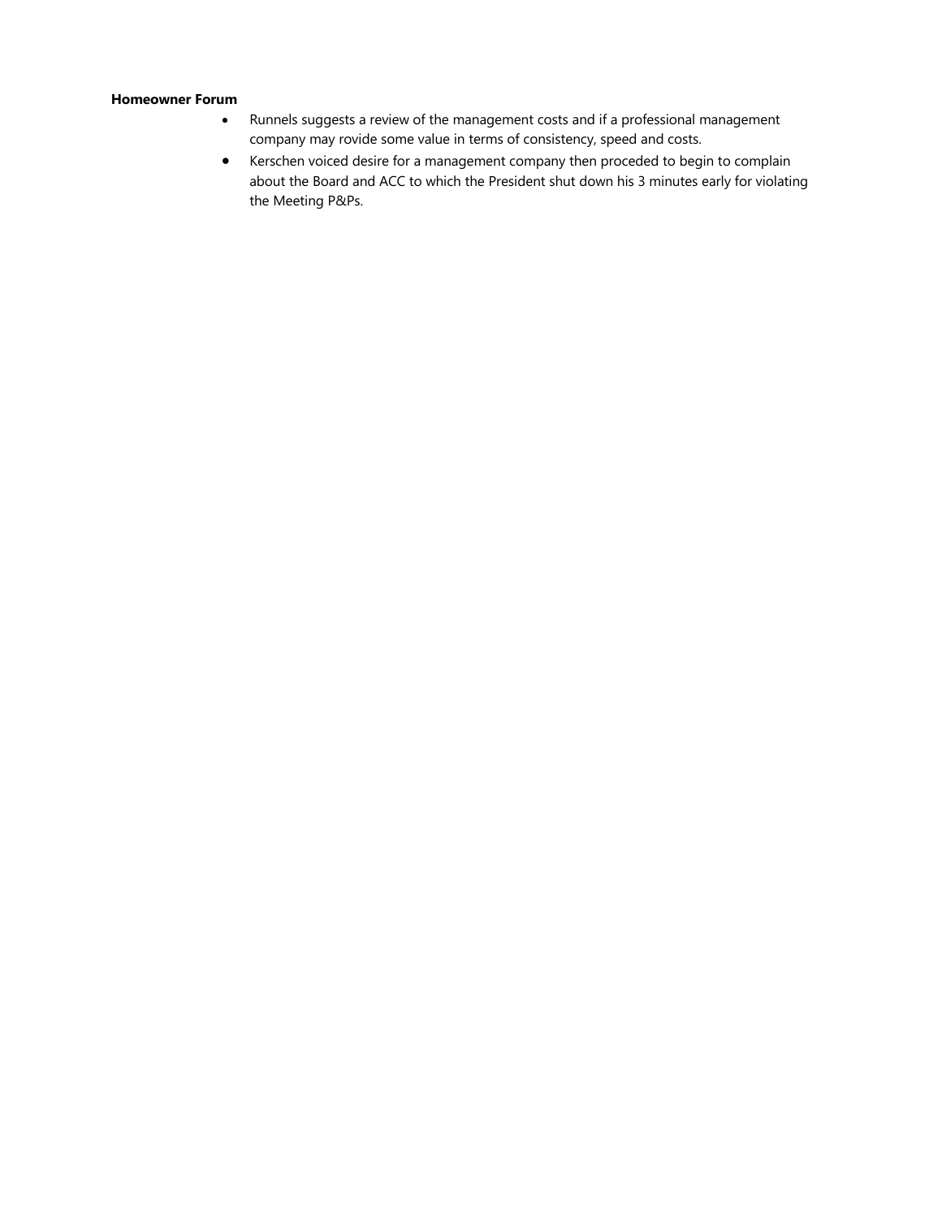**Homeowner Forum**

- Runnels suggests a review of the management costs and if a professional management company may rovide some value in terms of consistency, speed and costs.
- Kerschen voiced desire for a management company then proceded to begin to complain about the Board and ACC to which the President shut down his 3 minutes early for violating the Meeting P&Ps.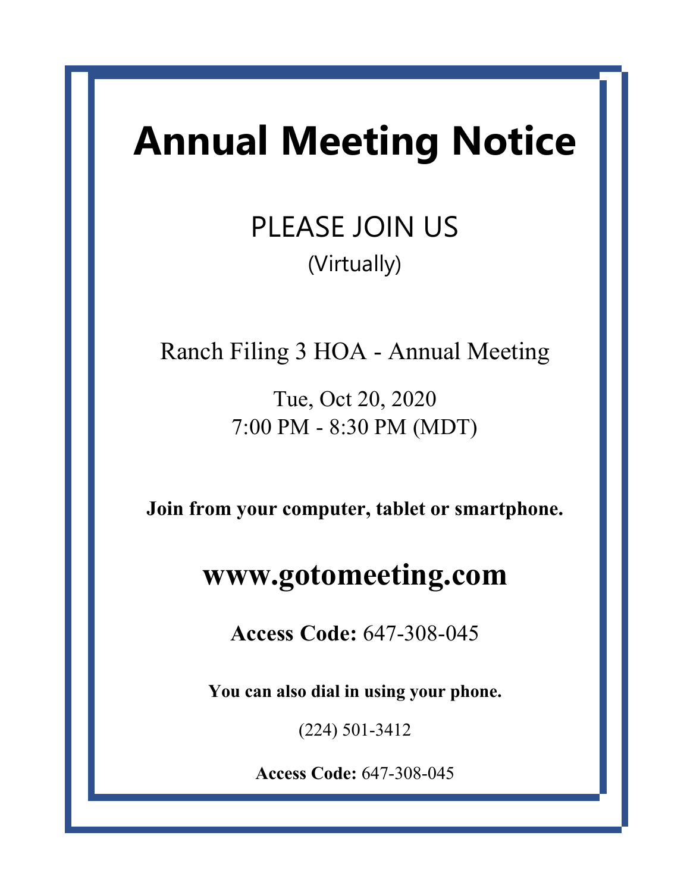# Annual Meeting Notice

PLEASE JOIN US

(Virtually)

Ranch Filing 3 HOA - Annual Meeting

Tue, Oct 20, 2020
7:00 PM - 8:30 PM (MDT)

**Join from your computer, tablet or smartphone.**

## www.gotomeeting.com

**Access Code:** 647-308-045

**You can also dial in using your phone.**

(224) 501-3412

**Access Code:** 647-308-045